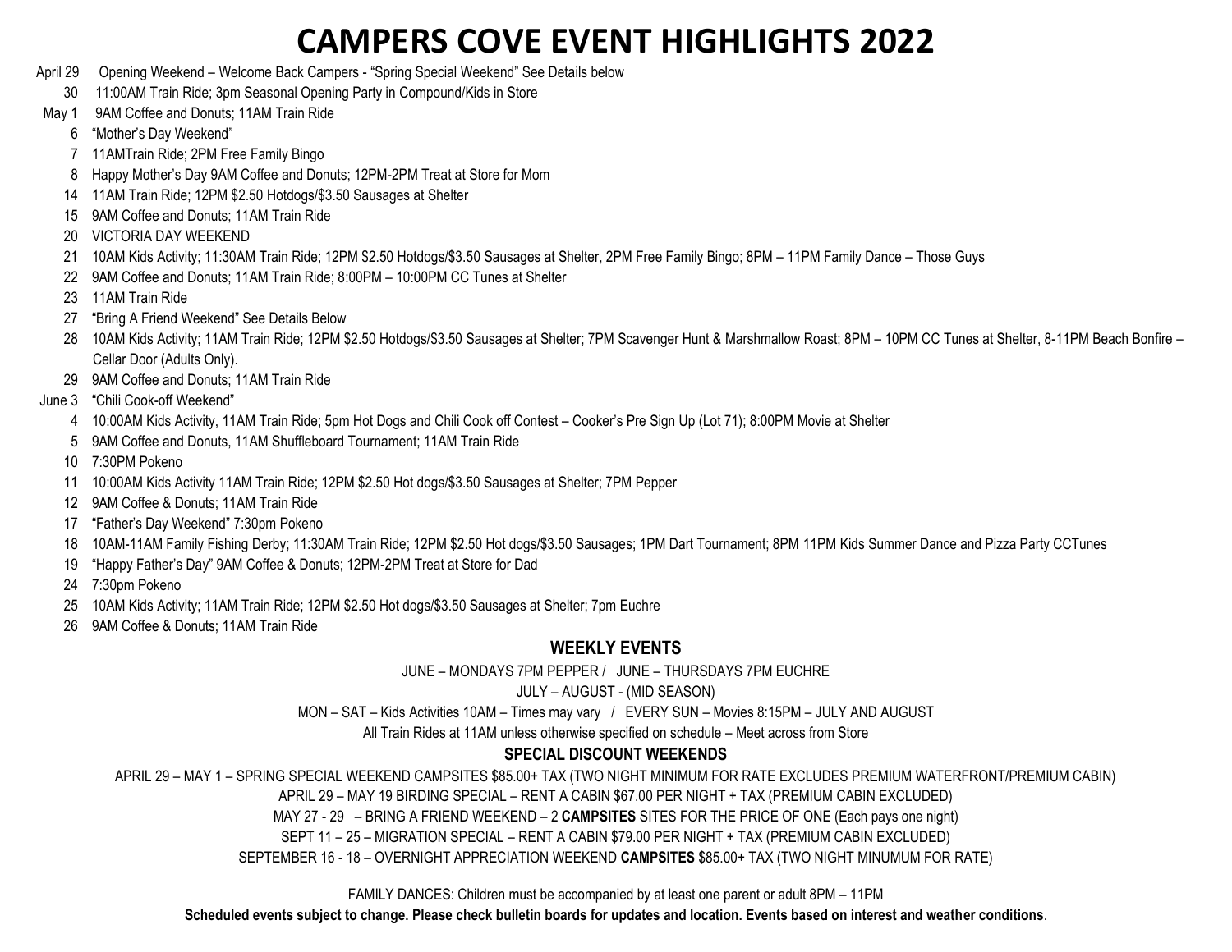# CAMPERS COVE EVENT HIGHLIGHTS 2022

April 29 Opening Weekend – Welcome Back Campers - "Spring Special Weekend" See Details below

30 11:00AM Train Ride; 3pm Seasonal Opening Party in Compound/Kids in Store

May 1 9AM Coffee and Donuts; 11AM Train Ride

6 "Mother's Day Weekend"

7 11AMTrain Ride; 2PM Free Family Bingo

8 Happy Mother's Day 9AM Coffee and Donuts; 12PM-2PM Treat at Store for Mom

14 11AM Train Ride; 12PM $2.50 Hotdogs/$3.50 Sausages at Shelter

15 9AM Coffee and Donuts; 11AM Train Ride

20 VICTORIA DAY WEEKEND

21 10AM Kids Activity; 11:30AM Train Ride; 12PM $2.50 Hotdogs/$3.50 Sausages at Shelter, 2PM Free Family Bingo; 8PM – 11PM Family Dance – Those Guys

22 9AM Coffee and Donuts; 11AM Train Ride; 8:00PM – 10:00PM CC Tunes at Shelter

23 11AM Train Ride

27 "Bring A Friend Weekend" See Details Below

28 10AM Kids Activity; 11AM Train Ride; 12PM $2.50 Hotdogs/$3.50 Sausages at Shelter; 7PM Scavenger Hunt & Marshmallow Roast; 8PM – 10PM CC Tunes at Shelter, 8-11PM Beach Bonfire – Cellar Door (Adults Only).

29 9AM Coffee and Donuts; 11AM Train Ride

June 3 "Chili Cook-off Weekend"

4 10:00AM Kids Activity, 11AM Train Ride; 5pm Hot Dogs and Chili Cook off Contest – Cooker's Pre Sign Up (Lot 71); 8:00PM Movie at Shelter

5 9AM Coffee and Donuts, 11AM Shuffleboard Tournament; 11AM Train Ride

10 7:30PM Pokeno

11 10:00AM Kids Activity 11AM Train Ride; 12PM $2.50 Hot dogs/$3.50 Sausages at Shelter; 7PM Pepper

12 9AM Coffee & Donuts; 11AM Train Ride

17 "Father's Day Weekend" 7:30pm Pokeno

18 10AM-11AM Family Fishing Derby; 11:30AM Train Ride; 12PM $2.50 Hot dogs/$3.50 Sausages; 1PM Dart Tournament; 8PM 11PM Kids Summer Dance and Pizza Party CCTunes

19 "Happy Father's Day" 9AM Coffee & Donuts; 12PM-2PM Treat at Store for Dad

24 7:30pm Pokeno

25 10AM Kids Activity; 11AM Train Ride; 12PM $2.50 Hot dogs/$3.50 Sausages at Shelter; 7pm Euchre

26 9AM Coffee & Donuts; 11AM Train Ride

## WEEKLY EVENTS

JUNE – MONDAYS 7PM PEPPER / JUNE – THURSDAYS 7PM EUCHRE

JULY – AUGUST - (MID SEASON)

MON – SAT – Kids Activities 10AM – Times may vary / EVERY SUN – Movies 8:15PM – JULY AND AUGUST

All Train Rides at 11AM unless otherwise specified on schedule – Meet across from Store

### SPECIAL DISCOUNT WEEKENDS

APRIL 29 – MAY 1 – SPRING SPECIAL WEEKEND CAMPSITES $85.00+ TAX (TWO NIGHT MINIMUM FOR RATE EXCLUDES PREMIUM WATERFRONT/PREMIUM CABIN)

APRIL 29 – MAY 19 BIRDING SPECIAL – RENT A CABIN $67.00 PER NIGHT + TAX (PREMIUM CABIN EXCLUDED)

MAY 27 - 29 – BRING A FRIEND WEEKEND – 2 **CAMPSITES** SITES FOR THE PRICE OF ONE (Each pays one night)

SEPT 11 – 25 – MIGRATION SPECIAL – RENT A CABIN $79.00 PER NIGHT + TAX (PREMIUM CABIN EXCLUDED)

SEPTEMBER 16 - 18 – OVERNIGHT APPRECIATION WEEKEND **CAMPSITES** $85.00+ TAX (TWO NIGHT MINUMUM FOR RATE)

FAMILY DANCES: Children must be accompanied by at least one parent or adult 8PM – 11PM

**Scheduled events subject to change. Please check bulletin boards for updates and location. Events based on interest and weather conditions**.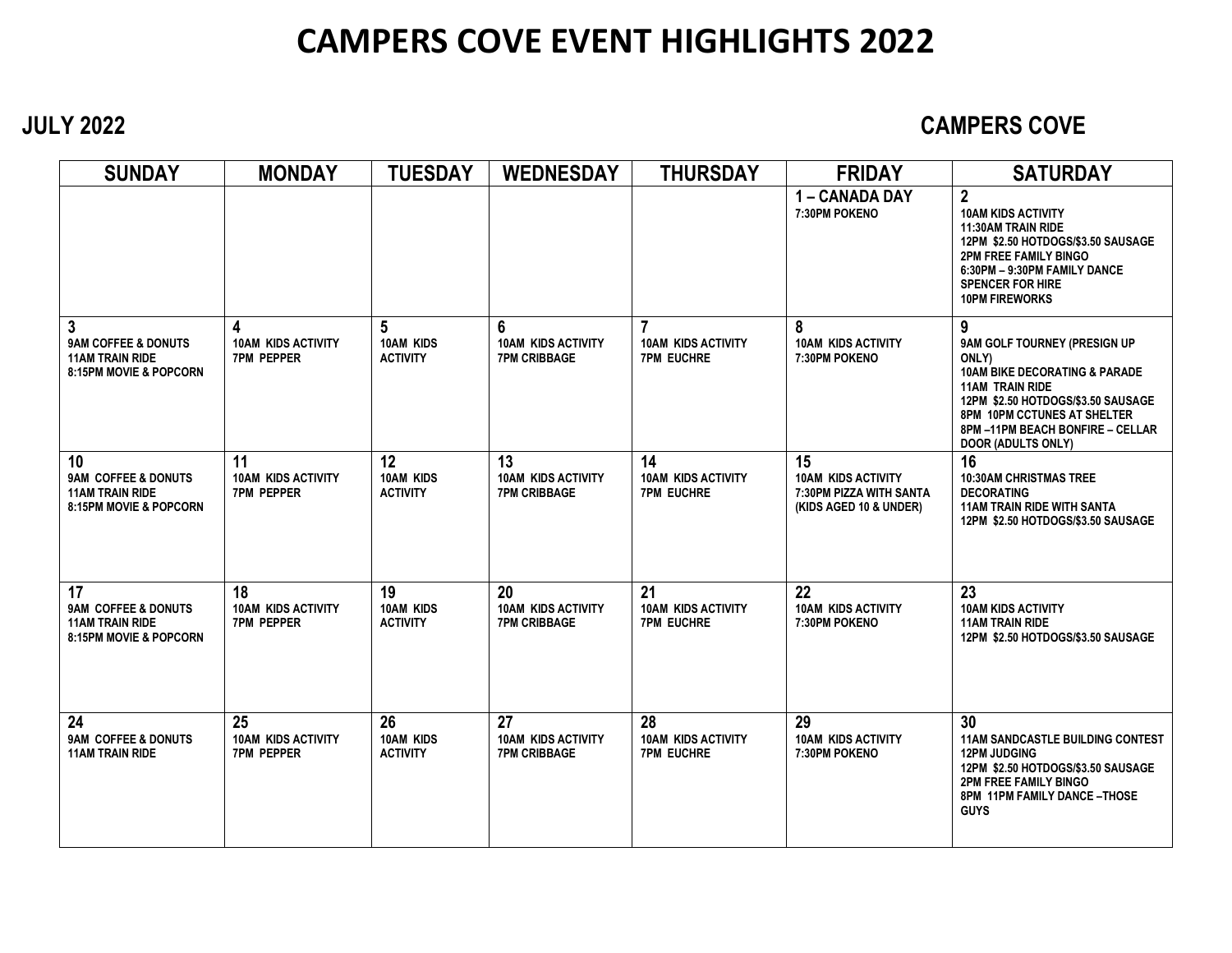# CAMPERS COVE EVENT HIGHLIGHTS 2022

**JULY 2022** **CAMPERS COVE**

| SUNDAY | MONDAY | TUESDAY | WEDNESDAY | THURSDAY | FRIDAY | SATURDAY |
|---|---|---|---|---|---|---|
| | | | | | **1 – CANADA DAY**<br>7:30PM POKENO | **2**<br>10AM KIDS ACTIVITY<br>11:30AM TRAIN RIDE<br>12PM $2.50 HOTDOGS/$3.50 SAUSAGE<br>2PM FREE FAMILY BINGO<br>6:30PM – 9:30PM FAMILY DANCE SPENCER FOR HIRE<br>10PM FIREWORKS |
| **3**<br>9AM COFFEE & DONUTS<br>11AM TRAIN RIDE<br>8:15PM MOVIE & POPCORN | **4**<br>10AM KIDS ACTIVITY<br>7PM PEPPER | **5**<br>10AM KIDS ACTIVITY | **6**<br>10AM KIDS ACTIVITY<br>7PM CRIBBAGE | **7**<br>10AM KIDS ACTIVITY<br>7PM EUCHRE | **8**<br>10AM KIDS ACTIVITY<br>7:30PM POKENO | **9**<br>9AM GOLF TOURNEY (PRESIGN UP ONLY)<br>10AM BIKE DECORATING & PARADE<br>11AM TRAIN RIDE<br>12PM $2.50 HOTDOGS/$3.50 SAUSAGE<br>8PM 10PM CCTUNES AT SHELTER<br>8PM –11PM BEACH BONFIRE – CELLAR DOOR (ADULTS ONLY) |
| **10**<br>9AM COFFEE & DONUTS<br>11AM TRAIN RIDE<br>8:15PM MOVIE & POPCORN | **11**<br>10AM KIDS ACTIVITY<br>7PM PEPPER | **12**<br>10AM KIDS ACTIVITY | **13**<br>10AM KIDS ACTIVITY<br>7PM CRIBBAGE | **14**<br>10AM KIDS ACTIVITY<br>7PM EUCHRE | **15**<br>10AM KIDS ACTIVITY<br>7:30PM PIZZA WITH SANTA (KIDS AGED 10 & UNDER) | **16**<br>10:30AM CHRISTMAS TREE DECORATING<br>11AM TRAIN RIDE WITH SANTA<br>12PM $2.50 HOTDOGS/$3.50 SAUSAGE |
| **17**<br>9AM COFFEE & DONUTS<br>11AM TRAIN RIDE<br>8:15PM MOVIE & POPCORN | **18**<br>10AM KIDS ACTIVITY<br>7PM PEPPER | **19**<br>10AM KIDS ACTIVITY | **20**<br>10AM KIDS ACTIVITY<br>7PM CRIBBAGE | **21**<br>10AM KIDS ACTIVITY<br>7PM EUCHRE | **22**<br>10AM KIDS ACTIVITY<br>7:30PM POKENO | **23**<br>10AM KIDS ACTIVITY<br>11AM TRAIN RIDE<br>12PM $2.50 HOTDOGS/$3.50 SAUSAGE |
| **24**<br>9AM COFFEE & DONUTS<br>11AM TRAIN RIDE | **25**<br>10AM KIDS ACTIVITY<br>7PM PEPPER | **26**<br>10AM KIDS ACTIVITY | **27**<br>10AM KIDS ACTIVITY<br>7PM CRIBBAGE | **28**<br>10AM KIDS ACTIVITY<br>7PM EUCHRE | **29**<br>10AM KIDS ACTIVITY<br>7:30PM POKENO | **30**<br>11AM SANDCASTLE BUILDING CONTEST<br>12PM JUDGING<br>12PM $2.50 HOTDOGS/$3.50 SAUSAGE<br>2PM FREE FAMILY BINGO<br>8PM 11PM FAMILY DANCE –THOSE GUYS |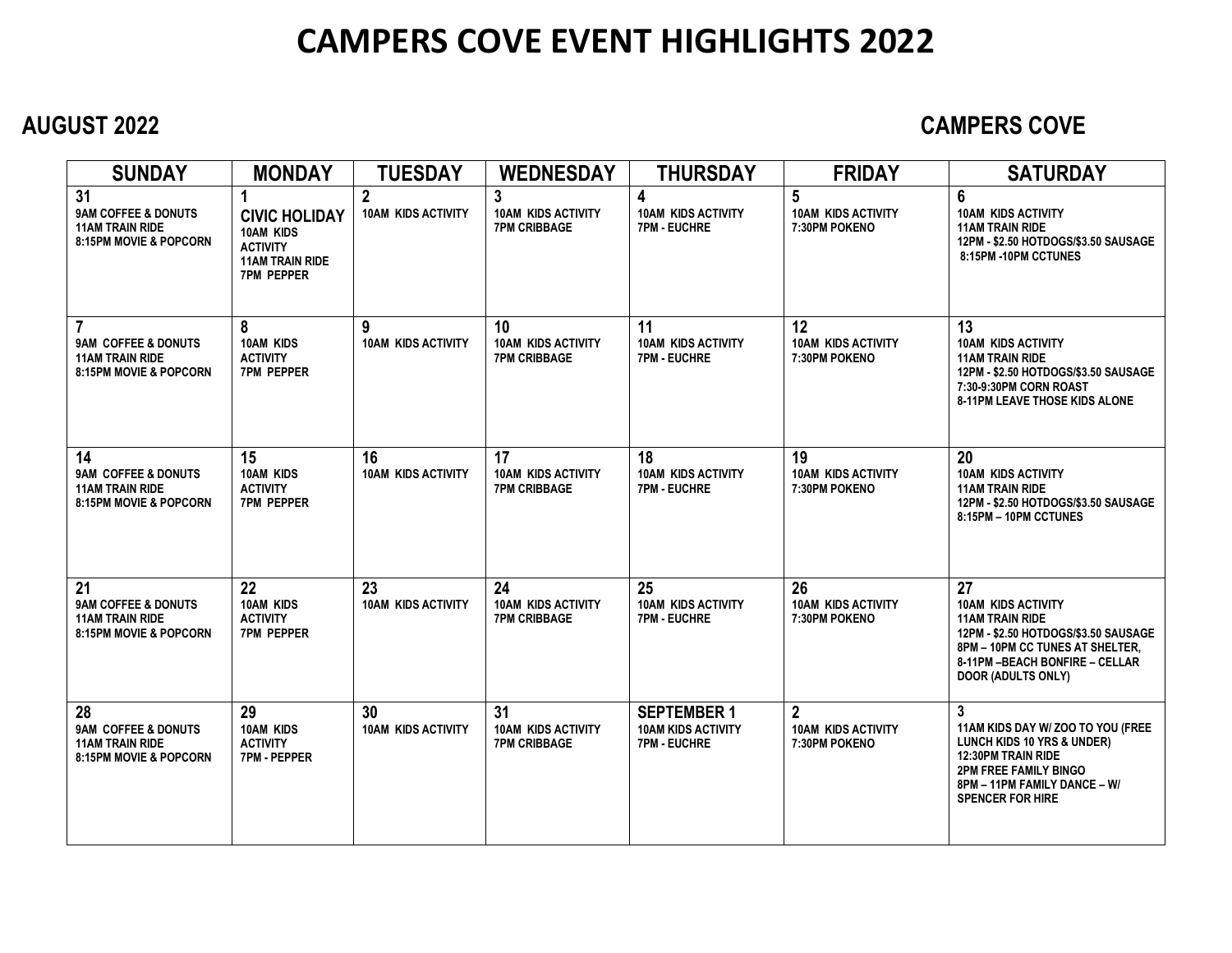# CAMPERS COVE EVENT HIGHLIGHTS 2022

**AUGUST 2022** **CAMPERS COVE**

| SUNDAY | MONDAY | TUESDAY | WEDNESDAY | THURSDAY | FRIDAY | SATURDAY |
|---|---|---|---|---|---|---|
| **31**<br>9AM COFFEE & DONUTS<br>11AM TRAIN RIDE<br>8:15PM MOVIE & POPCORN | **1**<br>**CIVIC HOLIDAY**<br>10AM KIDS ACTIVITY<br>11AM TRAIN RIDE<br>7PM PEPPER | **2**<br>10AM KIDS ACTIVITY | **3**<br>10AM KIDS ACTIVITY<br>7PM CRIBBAGE | **4**<br>10AM KIDS ACTIVITY<br>7PM - EUCHRE | **5**<br>10AM KIDS ACTIVITY<br>7:30PM POKENO | **6**<br>10AM KIDS ACTIVITY<br>11AM TRAIN RIDE<br>12PM - $2.50 HOTDOGS/$3.50 SAUSAGE<br>8:15PM -10PM CCTUNES |
| **7**<br>9AM COFFEE & DONUTS<br>11AM TRAIN RIDE<br>8:15PM MOVIE & POPCORN | **8**<br>10AM KIDS ACTIVITY<br>7PM PEPPER | **9**<br>10AM KIDS ACTIVITY | **10**<br>10AM KIDS ACTIVITY<br>7PM CRIBBAGE | **11**<br>10AM KIDS ACTIVITY<br>7PM - EUCHRE | **12**<br>10AM KIDS ACTIVITY<br>7:30PM POKENO | **13**<br>10AM KIDS ACTIVITY<br>11AM TRAIN RIDE<br>12PM - $2.50 HOTDOGS/$3.50 SAUSAGE<br>7:30-9:30PM CORN ROAST<br>8-11PM LEAVE THOSE KIDS ALONE |
| **14**<br>9AM COFFEE & DONUTS<br>11AM TRAIN RIDE<br>8:15PM MOVIE & POPCORN | **15**<br>10AM KIDS ACTIVITY<br>7PM PEPPER | **16**<br>10AM KIDS ACTIVITY | **17**<br>10AM KIDS ACTIVITY<br>7PM CRIBBAGE | **18**<br>10AM KIDS ACTIVITY<br>7PM - EUCHRE | **19**<br>10AM KIDS ACTIVITY<br>7:30PM POKENO | **20**<br>10AM KIDS ACTIVITY<br>11AM TRAIN RIDE<br>12PM - $2.50 HOTDOGS/$3.50 SAUSAGE<br>8:15PM – 10PM CCTUNES |
| **21**<br>9AM COFFEE & DONUTS<br>11AM TRAIN RIDE<br>8:15PM MOVIE & POPCORN | **22**<br>10AM KIDS ACTIVITY<br>7PM PEPPER | **23**<br>10AM KIDS ACTIVITY | **24**<br>10AM KIDS ACTIVITY<br>7PM CRIBBAGE | **25**<br>10AM KIDS ACTIVITY<br>7PM - EUCHRE | **26**<br>10AM KIDS ACTIVITY<br>7:30PM POKENO | **27**<br>10AM KIDS ACTIVITY<br>11AM TRAIN RIDE<br>12PM - $2.50 HOTDOGS/$3.50 SAUSAGE<br>8PM – 10PM CC TUNES AT SHELTER,<br>8-11PM –BEACH BONFIRE – CELLAR DOOR (ADULTS ONLY) |
| **28**<br>9AM COFFEE & DONUTS<br>11AM TRAIN RIDE<br>8:15PM MOVIE & POPCORN | **29**<br>10AM KIDS ACTIVITY<br>7PM - PEPPER | **30**<br>10AM KIDS ACTIVITY | **31**<br>10AM KIDS ACTIVITY<br>7PM CRIBBAGE | **SEPTEMBER 1**<br>10AM KIDS ACTIVITY<br>7PM - EUCHRE | **2**<br>10AM KIDS ACTIVITY<br>7:30PM POKENO | **3**<br>11AM KIDS DAY W/ ZOO TO YOU (FREE LUNCH KIDS 10 YRS & UNDER)<br>12:30PM TRAIN RIDE<br>2PM FREE FAMILY BINGO<br>8PM – 11PM FAMILY DANCE – W/ SPENCER FOR HIRE |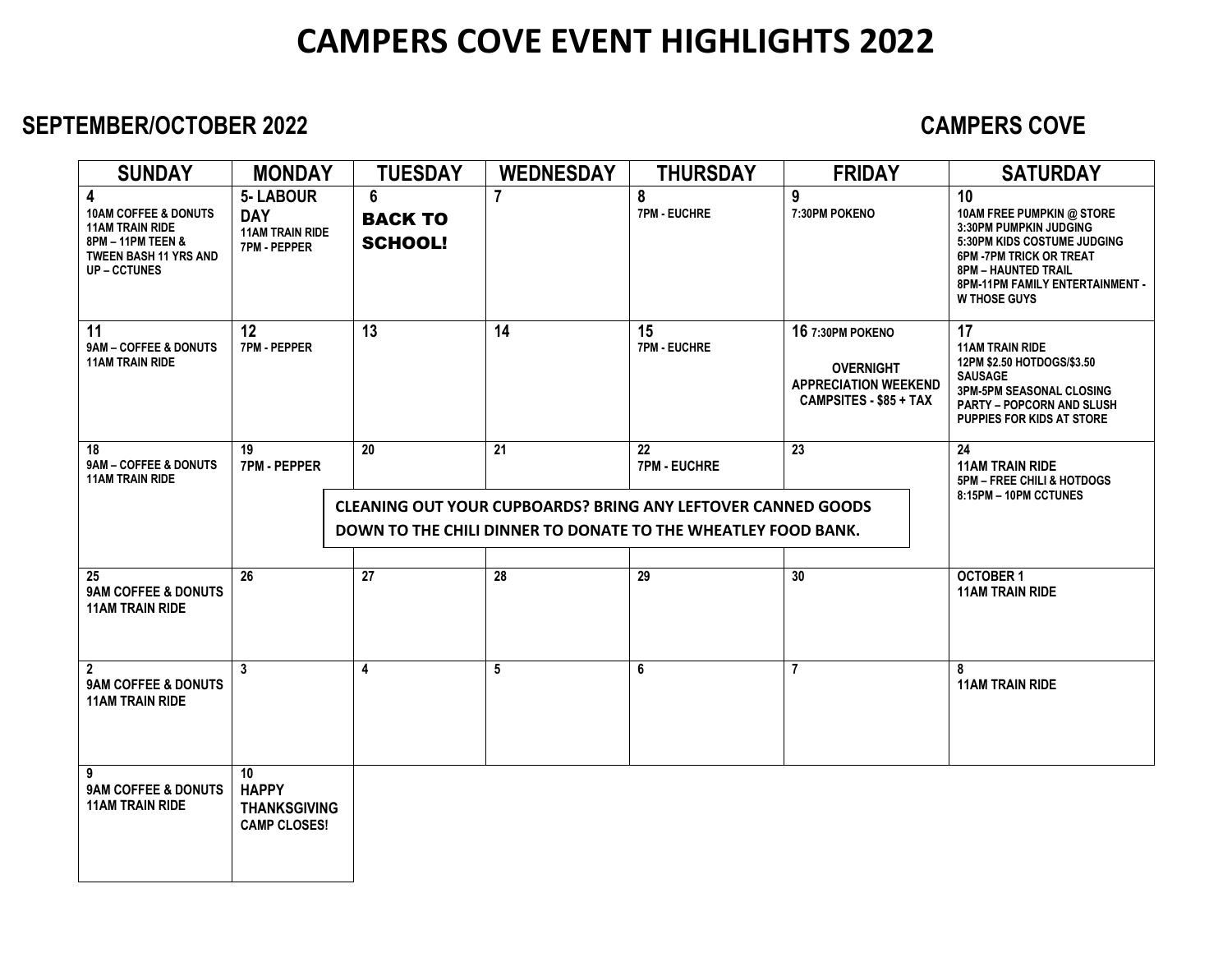# CAMPERS COVE EVENT HIGHLIGHTS 2022

## SEPTEMBER/OCTOBER 2022

## CAMPERS COVE

| SUNDAY | MONDAY | TUESDAY | WEDNESDAY | THURSDAY | FRIDAY | SATURDAY |
|---|---|---|---|---|---|---|
| **4**<br>**10AM COFFEE & DONUTS**<br>**11AM TRAIN RIDE**<br>**8PM – 11PM TEEN & TWEEN BASH 11 YRS AND UP – CCTUNES** | **5- LABOUR DAY**<br>**11AM TRAIN RIDE**<br>**7PM - PEPPER** | **6**<br>**BACK TO SCHOOL!** | **7** | **8**<br>**7PM - EUCHRE** | **9**<br>**7:30PM POKENO** | **10**<br>**10AM FREE PUMPKIN @ STORE**<br>**3:30PM PUMPKIN JUDGING**<br>**5:30PM KIDS COSTUME JUDGING**<br>**6PM -7PM TRICK OR TREAT**<br>**8PM – HAUNTED TRAIL**<br>**8PM-11PM FAMILY ENTERTAINMENT - W THOSE GUYS** |
| **11**<br>**9AM – COFFEE & DONUTS**<br>**11AM TRAIN RIDE** | **12**<br>**7PM - PEPPER** | **13** | **14** | **15**<br>**7PM - EUCHRE** | **16 7:30PM POKENO**<br>**OVERNIGHT APPRECIATION WEEKEND CAMPSITES - $85 + TAX** | **17**<br>**11AM TRAIN RIDE**<br>**12PM $2.50 HOTDOGS/$3.50 SAUSAGE**<br>**3PM-5PM SEASONAL CLOSING PARTY – POPCORN AND SLUSH PUPPIES FOR KIDS AT STORE** |
| **18**<br>**9AM – COFFEE & DONUTS**<br>**11AM TRAIN RIDE** | **19**<br>**7PM - PEPPER** | **20** | **21** | **22**<br>**7PM - EUCHRE** | **23** | **24**<br>**11AM TRAIN RIDE**<br>**5PM – FREE CHILI & HOTDOGS**<br>**8:15PM – 10PM CCTUNES** |
| **25**<br>**9AM COFFEE & DONUTS**<br>**11AM TRAIN RIDE** | **26** | **27** | **28** | **29** | **30** | **OCTOBER 1**<br>**11AM TRAIN RIDE** |
| **2**<br>**9AM COFFEE & DONUTS**<br>**11AM TRAIN RIDE** | **3** | **4** | **5** | **6** | **7** | **8**<br>**11AM TRAIN RIDE** |
| **9**<br>**9AM COFFEE & DONUTS**<br>**11AM TRAIN RIDE** | **10**<br>**HAPPY THANKSGIVING**<br>**CAMP CLOSES!** | | | | | |

**CLEANING OUT YOUR CUPBOARDS? BRING ANY LEFTOVER CANNED GOODS DOWN TO THE CHILI DINNER TO DONATE TO THE WHEATLEY FOOD BANK.**